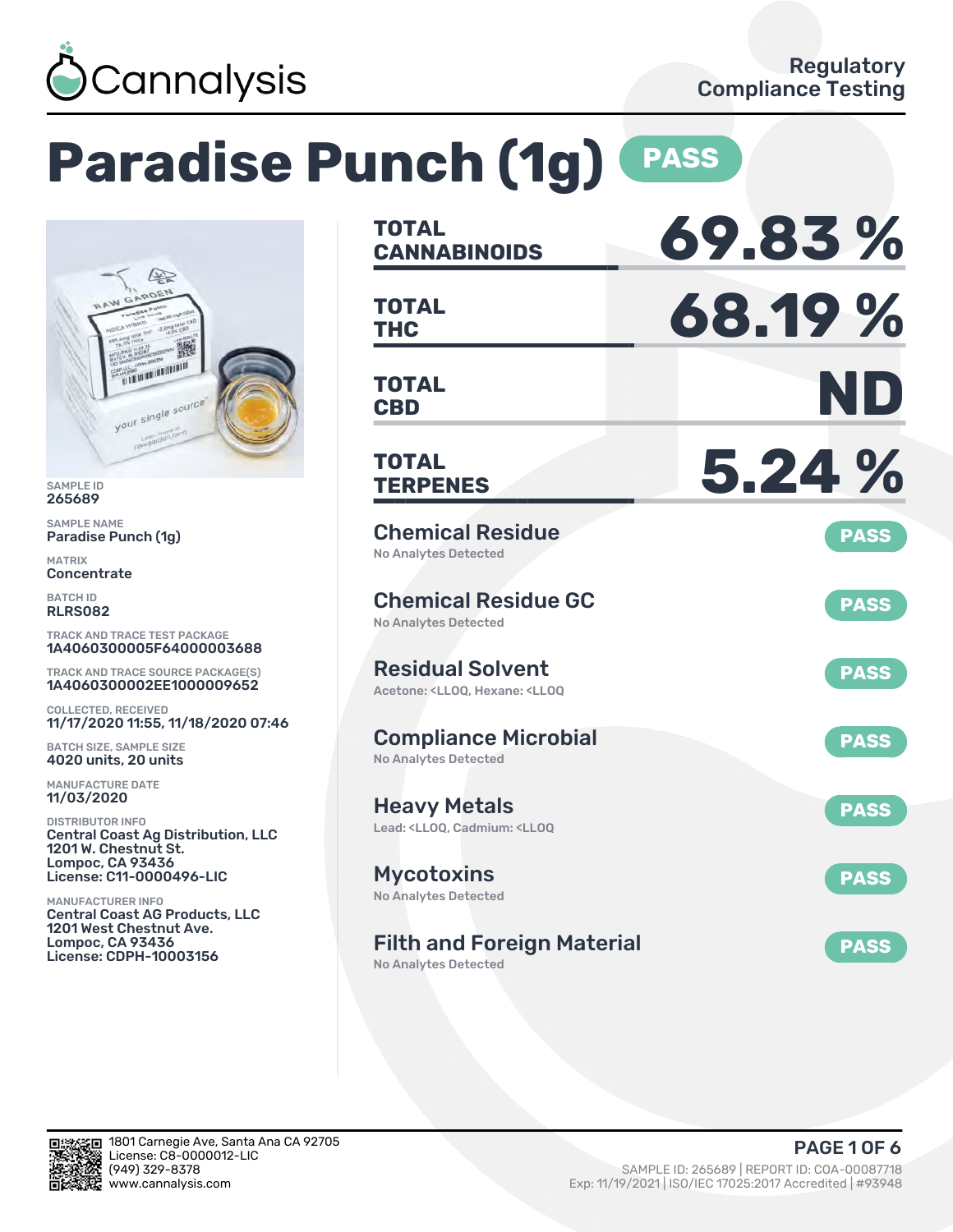Cannalysis

Regulatory Compliance Testing

# Paradise Punch (1g) PASS

SAMPLE ID
265689

SAMPLE NAME
Paradise Punch (1g)

MATRIX
Concentrate

BATCH ID
RLRS082

TRACK AND TRACE TEST PACKAGE
1A4060300005F64000003688

TRACK AND TRACE SOURCE PACKAGE(S)
1A4060300002EE1000009652

COLLECTED, RECEIVED
11/17/2020 11:55, 11/18/2020 07:46

BATCH SIZE, SAMPLE SIZE
4020 units, 20 units

MANUFACTURE DATE
11/03/2020

DISTRIBUTOR INFO
Central Coast Ag Distribution, LLC
1201 W. Chestnut St.
Lompoc, CA 93436
License: C11-0000496-LIC

MANUFACTURER INFO
Central Coast AG Products, LLC
1201 West Chestnut Ave.
Lompoc, CA 93436
License: CDPH-10003156

| | |
|---|---|
| **TOTAL CANNABINOIDS** | **69.83 %** |
| **TOTAL THC** | **68.19 %** |
| **TOTAL CBD** | **ND** |
| **TOTAL TERPENES** | **5.24 %** |

| Test | Result |
|---|---|
| **Chemical Residue**<br>No Analytes Detected | PASS |
| **Chemical Residue GC**<br>No Analytes Detected | PASS |
| **Residual Solvent**<br>Acetone: <LLOQ, Hexane: <LLOQ | PASS |
| **Compliance Microbial**<br>No Analytes Detected | PASS |
| **Heavy Metals**<br>Lead: <LLOQ, Cadmium: <LLOQ | PASS |
| **Mycotoxins**<br>No Analytes Detected | PASS |
| **Filth and Foreign Material**<br>No Analytes Detected | PASS |

1801 Carnegie Ave, Santa Ana CA 92705
License: C8-0000012-LIC
(949) 329-8378
www.cannalysis.com

SAMPLE ID: 265689 | REPORT ID: COA-00087718
Exp: 11/19/2021 | ISO/IEC 17025:2017 Accredited | #93948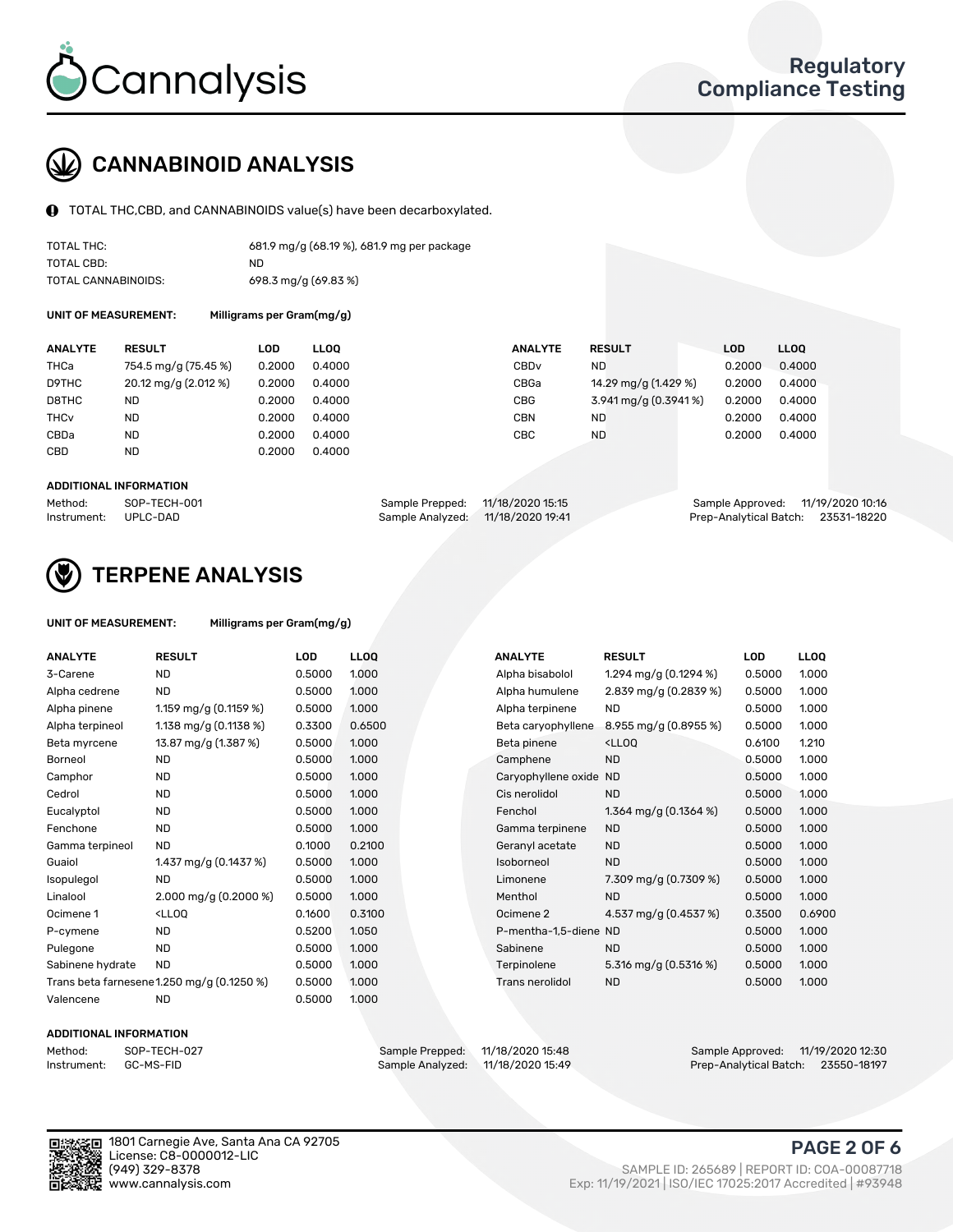## CANNABINOID ANALYSIS

TOTAL THC,CBD, and CANNABINOIDS value(s) have been decarboxylated.

| | |
|---|---|
| TOTAL THC: | 681.9 mg/g (68.19 %), 681.9 mg per package |
| TOTAL CBD: | ND |
| TOTAL CANNABINOIDS: | 698.3 mg/g (69.83 %) |

UNIT OF MEASUREMENT: Milligrams per Gram(mg/g)

| ANALYTE | RESULT | LOD | LLOQ | ANALYTE | RESULT | LOD | LLOQ |
|---|---|---|---|---|---|---|---|
| THCa | 754.5 mg/g (75.45 %) | 0.2000 | 0.4000 | CBDv | ND | 0.2000 | 0.4000 |
| D9THC | 20.12 mg/g (2.012 %) | 0.2000 | 0.4000 | CBGa | 14.29 mg/g (1.429 %) | 0.2000 | 0.4000 |
| D8THC | ND | 0.2000 | 0.4000 | CBG | 3.941 mg/g (0.3941 %) | 0.2000 | 0.4000 |
| THCv | ND | 0.2000 | 0.4000 | CBN | ND | 0.2000 | 0.4000 |
| CBDa | ND | 0.2000 | 0.4000 | CBC | ND | 0.2000 | 0.4000 |
| CBD | ND | 0.2000 | 0.4000 | | | | |

ADDITIONAL INFORMATION

| | | | | | |
|---|---|---|---|---|---|
| Method: | SOP-TECH-001 | Sample Prepped: | 11/18/2020 15:15 | Sample Approved: | 11/19/2020 10:16 |
| Instrument: | UPLC-DAD | Sample Analyzed: | 11/18/2020 19:41 | Prep-Analytical Batch: | 23531-18220 |

## TERPENE ANALYSIS

UNIT OF MEASUREMENT: Milligrams per Gram(mg/g)

| ANALYTE | RESULT | LOD | LLOQ | ANALYTE | RESULT | LOD | LLOQ |
|---|---|---|---|---|---|---|---|
| 3-Carene | ND | 0.5000 | 1.000 | Alpha bisabolol | 1.294 mg/g (0.1294 %) | 0.5000 | 1.000 |
| Alpha cedrene | ND | 0.5000 | 1.000 | Alpha humulene | 2.839 mg/g (0.2839 %) | 0.5000 | 1.000 |
| Alpha pinene | 1.159 mg/g (0.1159 %) | 0.5000 | 1.000 | Alpha terpinene | ND | 0.5000 | 1.000 |
| Alpha terpineol | 1.138 mg/g (0.1138 %) | 0.3300 | 0.6500 | Beta caryophyllene | 8.955 mg/g (0.8955 %) | 0.5000 | 1.000 |
| Beta myrcene | 13.87 mg/g (1.387 %) | 0.5000 | 1.000 | Beta pinene | <LLOQ | 0.6100 | 1.210 |
| Borneol | ND | 0.5000 | 1.000 | Camphene | ND | 0.5000 | 1.000 |
| Camphor | ND | 0.5000 | 1.000 | Caryophyllene oxide | ND | 0.5000 | 1.000 |
| Cedrol | ND | 0.5000 | 1.000 | Cis nerolidol | ND | 0.5000 | 1.000 |
| Eucalyptol | ND | 0.5000 | 1.000 | Fenchol | 1.364 mg/g (0.1364 %) | 0.5000 | 1.000 |
| Fenchone | ND | 0.5000 | 1.000 | Gamma terpinene | ND | 0.5000 | 1.000 |
| Gamma terpineol | ND | 0.1000 | 0.2100 | Geranyl acetate | ND | 0.5000 | 1.000 |
| Guaiol | 1.437 mg/g (0.1437 %) | 0.5000 | 1.000 | Isoborneol | ND | 0.5000 | 1.000 |
| Isopulegol | ND | 0.5000 | 1.000 | Limonene | 7.309 mg/g (0.7309 %) | 0.5000 | 1.000 |
| Linalool | 2.000 mg/g (0.2000 %) | 0.5000 | 1.000 | Menthol | ND | 0.5000 | 1.000 |
| Ocimene 1 | <LLOQ | 0.1600 | 0.3100 | Ocimene 2 | 4.537 mg/g (0.4537 %) | 0.3500 | 0.6900 |
| P-cymene | ND | 0.5200 | 1.050 | P-mentha-1,5-diene | ND | 0.5000 | 1.000 |
| Pulegone | ND | 0.5000 | 1.000 | Sabinene | ND | 0.5000 | 1.000 |
| Sabinene hydrate | ND | 0.5000 | 1.000 | Terpinolene | 5.316 mg/g (0.5316 %) | 0.5000 | 1.000 |
| Trans beta farnesene | 1.250 mg/g (0.1250 %) | 0.5000 | 1.000 | Trans nerolidol | ND | 0.5000 | 1.000 |
| Valencene | ND | 0.5000 | 1.000 | | | | |

ADDITIONAL INFORMATION

| | | | | | |
|---|---|---|---|---|---|
| Method: | SOP-TECH-027 | Sample Prepped: | 11/18/2020 15:48 | Sample Approved: | 11/19/2020 12:30 |
| Instrument: | GC-MS-FID | Sample Analyzed: | 11/18/2020 15:49 | Prep-Analytical Batch: | 23550-18197 |

1801 Carnegie Ave, Santa Ana CA 92705
License: C8-0000012-LIC
(949) 329-8378
www.cannalysis.com

SAMPLE ID: 265689 | REPORT ID: COA-00087718
Exp: 11/19/2021 | ISO/IEC 17025:2017 Accredited | #93948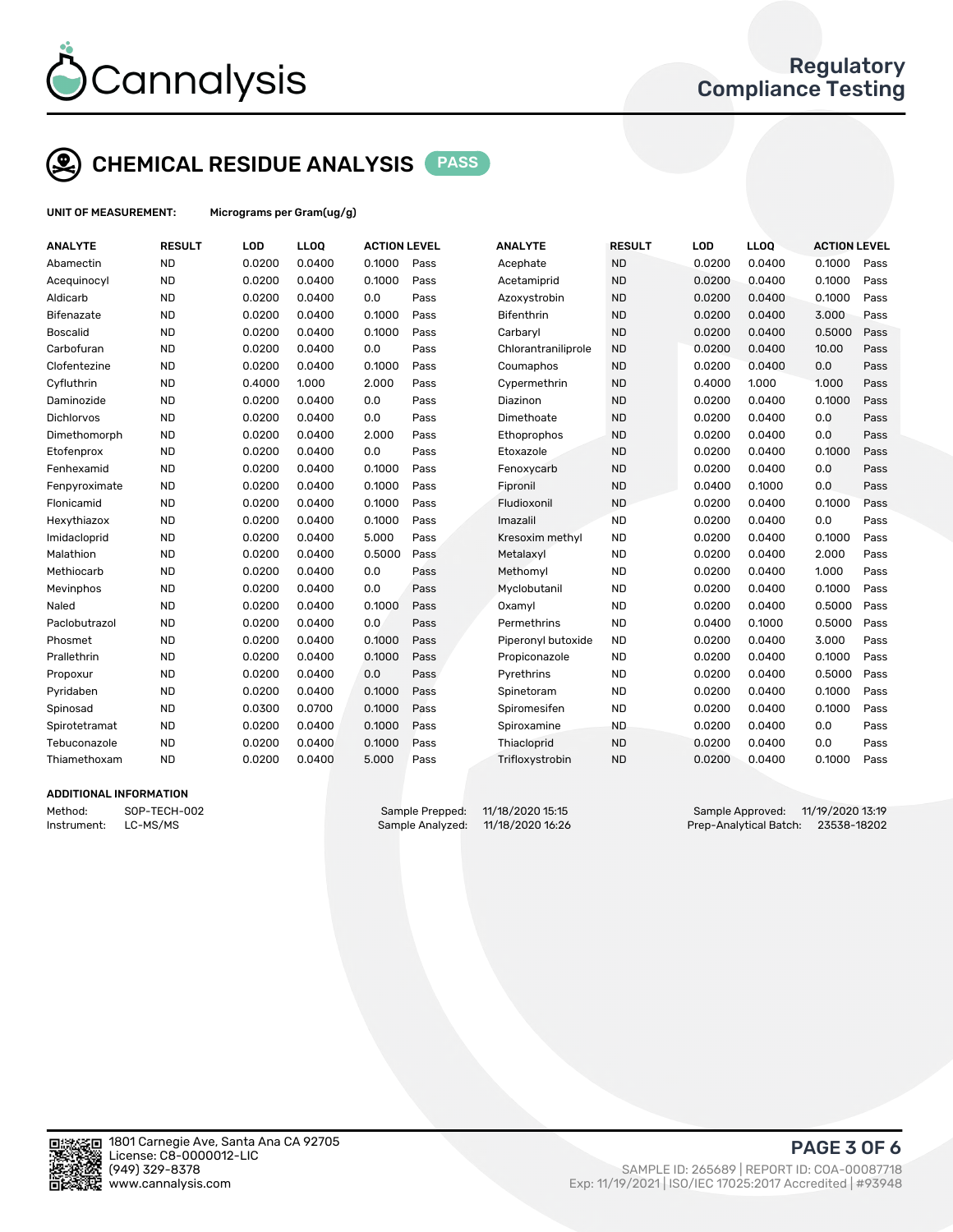# CHEMICAL RESIDUE ANALYSIS PASS

**UNIT OF MEASUREMENT:** Micrograms per Gram(ug/g)

| ANALYTE | RESULT | LOD | LLOQ | ACTION LEVEL | | ANALYTE | RESULT | LOD | LLOQ | ACTION LEVEL | |
|---|---|---|---|---|---|---|---|---|---|---|---|
| Abamectin | ND | 0.0200 | 0.0400 | 0.1000 | Pass | Acephate | ND | 0.0200 | 0.0400 | 0.1000 | Pass |
| Acequinocyl | ND | 0.0200 | 0.0400 | 0.1000 | Pass | Acetamiprid | ND | 0.0200 | 0.0400 | 0.1000 | Pass |
| Aldicarb | ND | 0.0200 | 0.0400 | 0.0 | Pass | Azoxystrobin | ND | 0.0200 | 0.0400 | 0.1000 | Pass |
| Bifenazate | ND | 0.0200 | 0.0400 | 0.1000 | Pass | Bifenthrin | ND | 0.0200 | 0.0400 | 3.000 | Pass |
| Boscalid | ND | 0.0200 | 0.0400 | 0.1000 | Pass | Carbaryl | ND | 0.0200 | 0.0400 | 0.5000 | Pass |
| Carbofuran | ND | 0.0200 | 0.0400 | 0.0 | Pass | Chlorantraniliprole | ND | 0.0200 | 0.0400 | 10.00 | Pass |
| Clofentezine | ND | 0.0200 | 0.0400 | 0.1000 | Pass | Coumaphos | ND | 0.0200 | 0.0400 | 0.0 | Pass |
| Cyfluthrin | ND | 0.4000 | 1.000 | 2.000 | Pass | Cypermethrin | ND | 0.4000 | 1.000 | 1.000 | Pass |
| Daminozide | ND | 0.0200 | 0.0400 | 0.0 | Pass | Diazinon | ND | 0.0200 | 0.0400 | 0.1000 | Pass |
| Dichlorvos | ND | 0.0200 | 0.0400 | 0.0 | Pass | Dimethoate | ND | 0.0200 | 0.0400 | 0.0 | Pass |
| Dimethomorph | ND | 0.0200 | 0.0400 | 2.000 | Pass | Ethoprophos | ND | 0.0200 | 0.0400 | 0.0 | Pass |
| Etofenprox | ND | 0.0200 | 0.0400 | 0.0 | Pass | Etoxazole | ND | 0.0200 | 0.0400 | 0.1000 | Pass |
| Fenhexamid | ND | 0.0200 | 0.0400 | 0.1000 | Pass | Fenoxycarb | ND | 0.0200 | 0.0400 | 0.0 | Pass |
| Fenpyroximate | ND | 0.0200 | 0.0400 | 0.1000 | Pass | Fipronil | ND | 0.0400 | 0.1000 | 0.0 | Pass |
| Flonicamid | ND | 0.0200 | 0.0400 | 0.1000 | Pass | Fludioxonil | ND | 0.0200 | 0.0400 | 0.1000 | Pass |
| Hexythiazox | ND | 0.0200 | 0.0400 | 0.1000 | Pass | Imazalil | ND | 0.0200 | 0.0400 | 0.0 | Pass |
| Imidacloprid | ND | 0.0200 | 0.0400 | 5.000 | Pass | Kresoxim methyl | ND | 0.0200 | 0.0400 | 0.1000 | Pass |
| Malathion | ND | 0.0200 | 0.0400 | 0.5000 | Pass | Metalaxyl | ND | 0.0200 | 0.0400 | 2.000 | Pass |
| Methiocarb | ND | 0.0200 | 0.0400 | 0.0 | Pass | Methomyl | ND | 0.0200 | 0.0400 | 1.000 | Pass |
| Mevinphos | ND | 0.0200 | 0.0400 | 0.0 | Pass | Myclobutanil | ND | 0.0200 | 0.0400 | 0.1000 | Pass |
| Naled | ND | 0.0200 | 0.0400 | 0.1000 | Pass | Oxamyl | ND | 0.0200 | 0.0400 | 0.5000 | Pass |
| Paclobutrazol | ND | 0.0200 | 0.0400 | 0.0 | Pass | Permethrins | ND | 0.0400 | 0.1000 | 0.5000 | Pass |
| Phosmet | ND | 0.0200 | 0.0400 | 0.1000 | Pass | Piperonyl butoxide | ND | 0.0200 | 0.0400 | 3.000 | Pass |
| Prallethrin | ND | 0.0200 | 0.0400 | 0.1000 | Pass | Propiconazole | ND | 0.0200 | 0.0400 | 0.1000 | Pass |
| Propoxur | ND | 0.0200 | 0.0400 | 0.0 | Pass | Pyrethrins | ND | 0.0200 | 0.0400 | 0.5000 | Pass |
| Pyridaben | ND | 0.0200 | 0.0400 | 0.1000 | Pass | Spinetoram | ND | 0.0200 | 0.0400 | 0.1000 | Pass |
| Spinosad | ND | 0.0300 | 0.0700 | 0.1000 | Pass | Spiromesifen | ND | 0.0200 | 0.0400 | 0.1000 | Pass |
| Spirotetramat | ND | 0.0200 | 0.0400 | 0.1000 | Pass | Spiroxamine | ND | 0.0200 | 0.0400 | 0.0 | Pass |
| Tebuconazole | ND | 0.0200 | 0.0400 | 0.1000 | Pass | Thiacloprid | ND | 0.0200 | 0.0400 | 0.0 | Pass |
| Thiamethoxam | ND | 0.0200 | 0.0400 | 5.000 | Pass | Trifloxystrobin | ND | 0.0200 | 0.0400 | 0.1000 | Pass |

## ADDITIONAL INFORMATION

Method: SOP-TECH-002
Instrument: LC-MS/MS

Sample Prepped: 11/18/2020 15:15
Sample Analyzed: 11/18/2020 16:26

Sample Approved: 11/19/2020 13:19
Prep-Analytical Batch: 23538-18202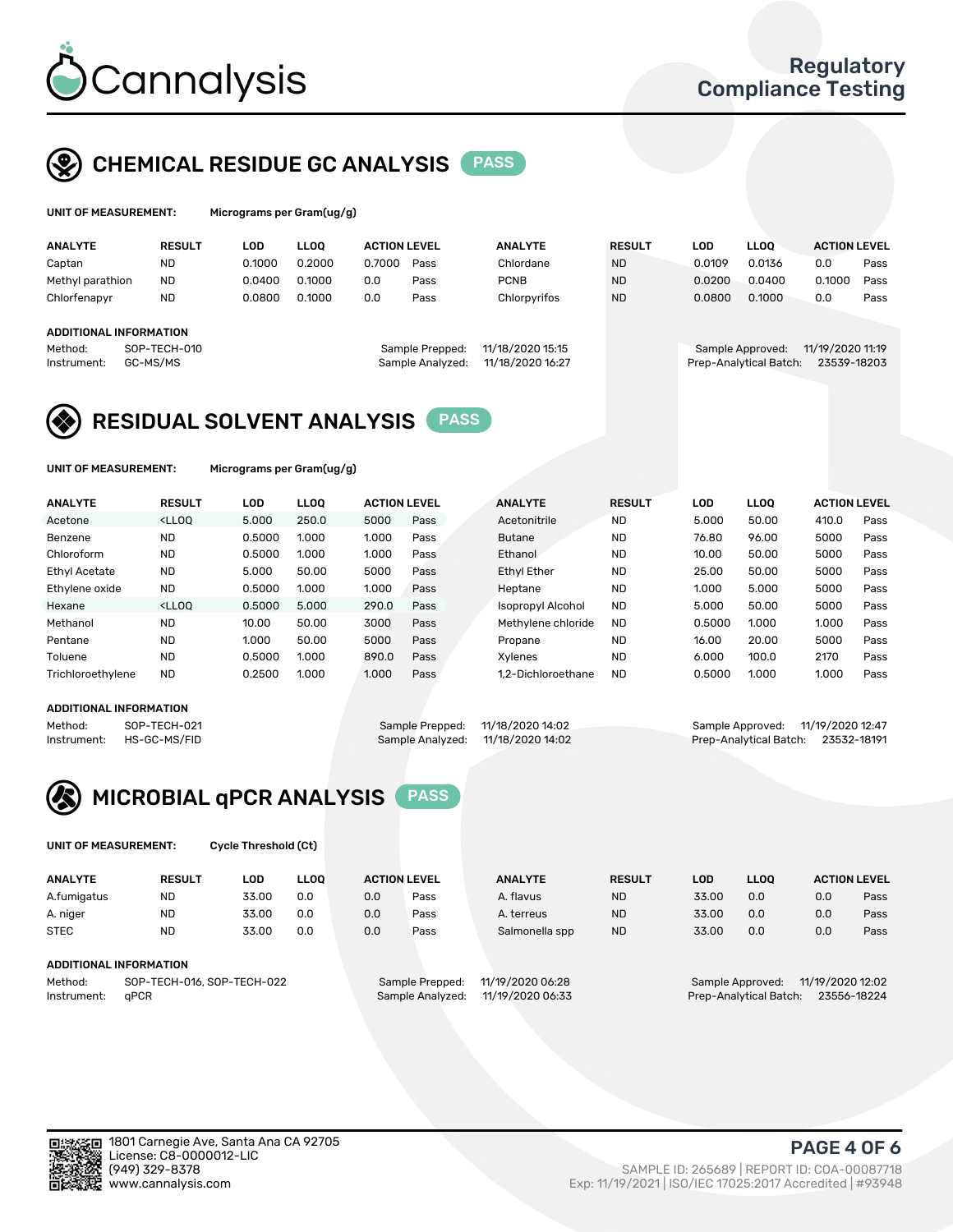# Cannalysis

Regulatory Compliance Testing

## CHEMICAL RESIDUE GC ANALYSIS PASS

**UNIT OF MEASUREMENT:** Micrograms per Gram(ug/g)

| ANALYTE | RESULT | LOD | LLOQ | ACTION LEVEL | | ANALYTE | RESULT | LOD | LLOQ | ACTION LEVEL | |
|---|---|---|---|---|---|---|---|---|---|---|---|
| Captan | ND | 0.1000 | 0.2000 | 0.7000 | Pass | Chlordane | ND | 0.0109 | 0.0136 | 0.0 | Pass |
| Methyl parathion | ND | 0.0400 | 0.1000 | 0.0 | Pass | PCNB | ND | 0.0200 | 0.0400 | 0.1000 | Pass |
| Chlorfenapyr | ND | 0.0800 | 0.1000 | 0.0 | Pass | Chlorpyrifos | ND | 0.0800 | 0.1000 | 0.0 | Pass |

**ADDITIONAL INFORMATION**

Method: SOP-TECH-010
Instrument: GC-MS/MS

Sample Prepped: 11/18/2020 15:15
Sample Analyzed: 11/18/2020 16:27

Sample Approved: 11/19/2020 11:19
Prep-Analytical Batch: 23539-18203

## RESIDUAL SOLVENT ANALYSIS PASS

**UNIT OF MEASUREMENT:** Micrograms per Gram(ug/g)

| ANALYTE | RESULT | LOD | LLOQ | ACTION LEVEL | | ANALYTE | RESULT | LOD | LLOQ | ACTION LEVEL | |
|---|---|---|---|---|---|---|---|---|---|---|---|
| Acetone | <LLOQ | 5.000 | 250.0 | 5000 | Pass | Acetonitrile | ND | 5.000 | 50.00 | 410.0 | Pass |
| Benzene | ND | 0.5000 | 1.000 | 1.000 | Pass | Butane | ND | 76.80 | 96.00 | 5000 | Pass |
| Chloroform | ND | 0.5000 | 1.000 | 1.000 | Pass | Ethanol | ND | 10.00 | 50.00 | 5000 | Pass |
| Ethyl Acetate | ND | 5.000 | 50.00 | 5000 | Pass | Ethyl Ether | ND | 25.00 | 50.00 | 5000 | Pass |
| Ethylene oxide | ND | 0.5000 | 1.000 | 1.000 | Pass | Heptane | ND | 1.000 | 5.000 | 5000 | Pass |
| Hexane | <LLOQ | 0.5000 | 5.000 | 290.0 | Pass | Isopropyl Alcohol | ND | 5.000 | 50.00 | 5000 | Pass |
| Methanol | ND | 10.00 | 50.00 | 3000 | Pass | Methylene chloride | ND | 0.5000 | 1.000 | 1.000 | Pass |
| Pentane | ND | 1.000 | 50.00 | 5000 | Pass | Propane | ND | 16.00 | 20.00 | 5000 | Pass |
| Toluene | ND | 0.5000 | 1.000 | 890.0 | Pass | Xylenes | ND | 6.000 | 100.0 | 2170 | Pass |
| Trichloroethylene | ND | 0.2500 | 1.000 | 1.000 | Pass | 1,2-Dichloroethane | ND | 0.5000 | 1.000 | 1.000 | Pass |

**ADDITIONAL INFORMATION**

Method: SOP-TECH-021
Instrument: HS-GC-MS/FID

Sample Prepped: 11/18/2020 14:02
Sample Analyzed: 11/18/2020 14:02

Sample Approved: 11/19/2020 12:47
Prep-Analytical Batch: 23532-18191

## MICROBIAL qPCR ANALYSIS PASS

**UNIT OF MEASUREMENT:** Cycle Threshold (Ct)

| ANALYTE | RESULT | LOD | LLOQ | ACTION LEVEL | | ANALYTE | RESULT | LOD | LLOQ | ACTION LEVEL | |
|---|---|---|---|---|---|---|---|---|---|---|---|
| A.fumigatus | ND | 33.00 | 0.0 | 0.0 | Pass | A. flavus | ND | 33.00 | 0.0 | 0.0 | Pass |
| A. niger | ND | 33.00 | 0.0 | 0.0 | Pass | A. terreus | ND | 33.00 | 0.0 | 0.0 | Pass |
| STEC | ND | 33.00 | 0.0 | 0.0 | Pass | Salmonella spp | ND | 33.00 | 0.0 | 0.0 | Pass |

**ADDITIONAL INFORMATION**

Method: SOP-TECH-016, SOP-TECH-022
Instrument: qPCR

Sample Prepped: 11/19/2020 06:28
Sample Analyzed: 11/19/2020 06:33

Sample Approved: 11/19/2020 12:02
Prep-Analytical Batch: 23556-18224

1801 Carnegie Ave, Santa Ana CA 92705
License: C8-0000012-LIC
(949) 329-8378
www.cannalysis.com

SAMPLE ID: 265689 | REPORT ID: COA-00087718
Exp: 11/19/2021 | ISO/IEC 17025:2017 Accredited | #93948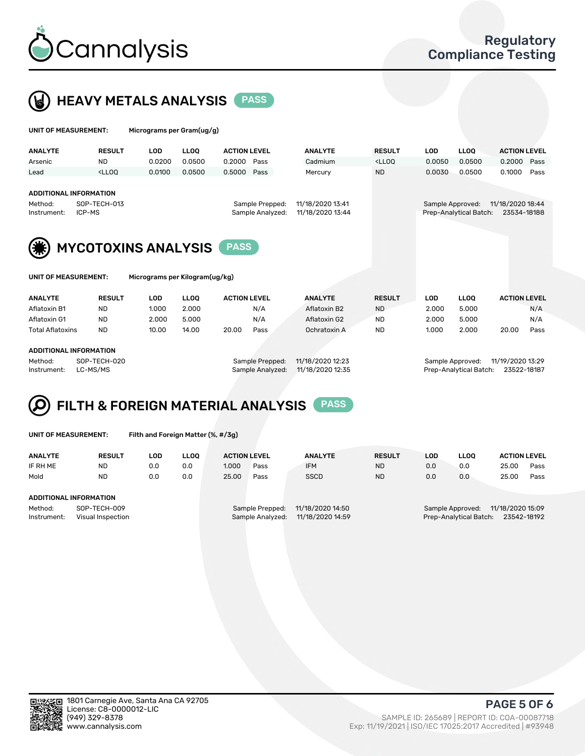# Cannalysis

## Regulatory Compliance Testing

## HEAVY METALS ANALYSIS PASS

**UNIT OF MEASUREMENT:** Micrograms per Gram(ug/g)

| ANALYTE | RESULT | LOD | LLOQ | ACTION LEVEL | | ANALYTE | RESULT | LOD | LLOQ | ACTION LEVEL | |
|---|---|---|---|---|---|---|---|---|---|---|---|
| Arsenic | ND | 0.0200 | 0.0500 | 0.2000 | Pass | Cadmium | <LLOQ | 0.0050 | 0.0500 | 0.2000 | Pass |
| Lead | <LLOQ | 0.0100 | 0.0500 | 0.5000 | Pass | Mercury | ND | 0.0030 | 0.0500 | 0.1000 | Pass |

**ADDITIONAL INFORMATION**

Method: SOP-TECH-013
Instrument: ICP-MS
Sample Prepped: 11/18/2020 13:41
Sample Analyzed: 11/18/2020 13:44
Sample Approved: 11/18/2020 18:44
Prep-Analytical Batch: 23534-18188

## MYCOTOXINS ANALYSIS PASS

**UNIT OF MEASUREMENT:** Micrograms per Kilogram(ug/kg)

| ANALYTE | RESULT | LOD | LLOQ | ACTION LEVEL | | ANALYTE | RESULT | LOD | LLOQ | ACTION LEVEL | |
|---|---|---|---|---|---|---|---|---|---|---|---|
| Aflatoxin B1 | ND | 1.000 | 2.000 | | N/A | Aflatoxin B2 | ND | 2.000 | 5.000 | | N/A |
| Aflatoxin G1 | ND | 2.000 | 5.000 | | N/A | Aflatoxin G2 | ND | 2.000 | 5.000 | | N/A |
| Total Aflatoxins | ND | 10.00 | 14.00 | 20.00 | Pass | Ochratoxin A | ND | 1.000 | 2.000 | 20.00 | Pass |

**ADDITIONAL INFORMATION**

Method: SOP-TECH-020
Instrument: LC-MS/MS
Sample Prepped: 11/18/2020 12:23
Sample Analyzed: 11/18/2020 12:35
Sample Approved: 11/19/2020 13:29
Prep-Analytical Batch: 23522-18187

## FILTH & FOREIGN MATERIAL ANALYSIS PASS

**UNIT OF MEASUREMENT:** Filth and Foreign Matter (%, #/3g)

| ANALYTE | RESULT | LOD | LLOQ | ACTION LEVEL | | ANALYTE | RESULT | LOD | LLOQ | ACTION LEVEL | |
|---|---|---|---|---|---|---|---|---|---|---|---|
| IF RH ME | ND | 0.0 | 0.0 | 1.000 | Pass | IFM | ND | 0.0 | 0.0 | 25.00 | Pass |
| Mold | ND | 0.0 | 0.0 | 25.00 | Pass | SSCD | ND | 0.0 | 0.0 | 25.00 | Pass |

**ADDITIONAL INFORMATION**

Method: SOP-TECH-009
Instrument: Visual Inspection
Sample Prepped: 11/18/2020 14:50
Sample Analyzed: 11/18/2020 14:59
Sample Approved: 11/18/2020 15:09
Prep-Analytical Batch: 23542-18192

1801 Carnegie Ave, Santa Ana CA 92705
License: C8-0000012-LIC
(949) 329-8378
www.cannalysis.com

SAMPLE ID: 265689 | REPORT ID: COA-00087718
Exp: 11/19/2021 | ISO/IEC 17025:2017 Accredited | #93948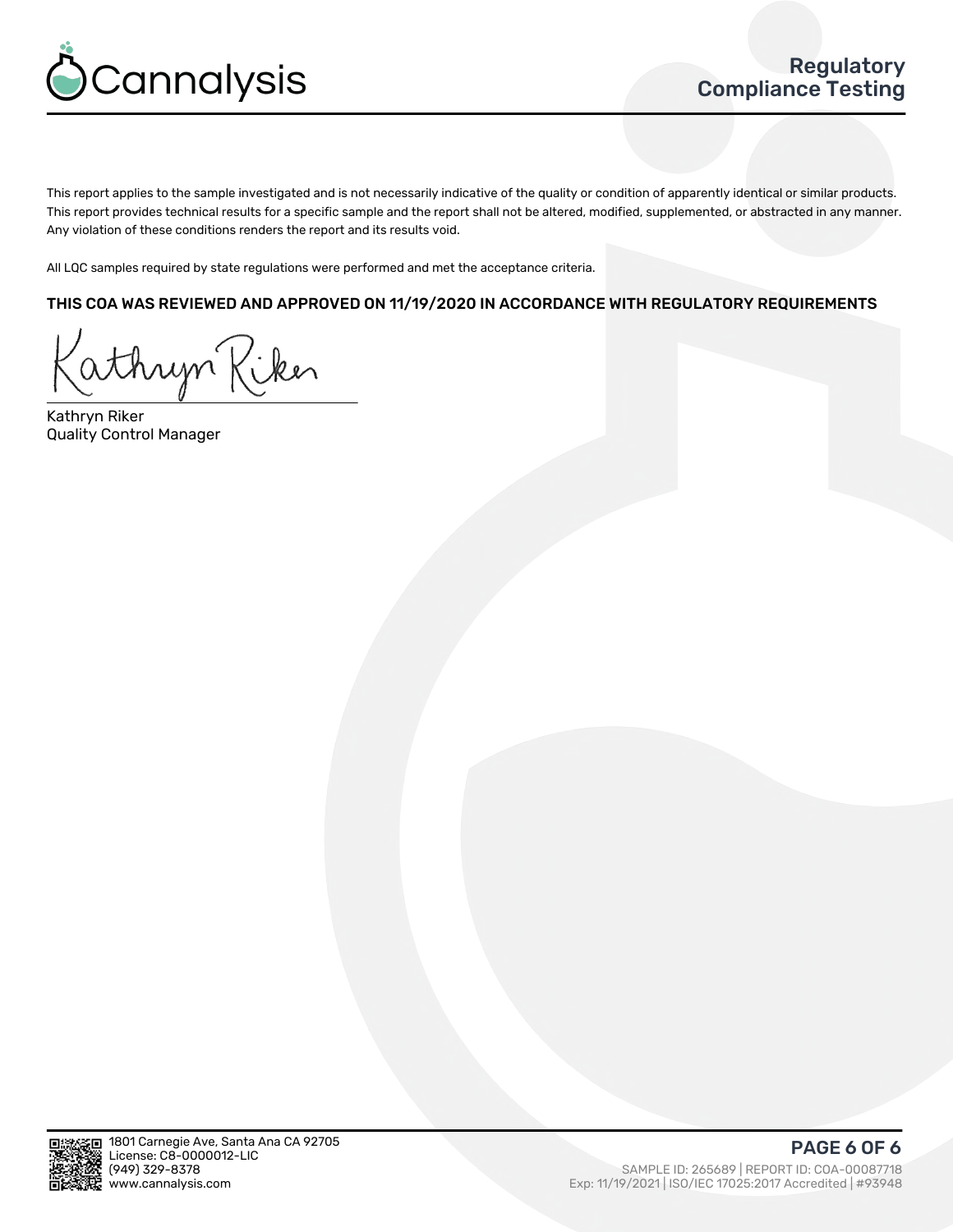This report applies to the sample investigated and is not necessarily indicative of the quality or condition of apparently identical or similar products. This report provides technical results for a specific sample and the report shall not be altered, modified, supplemented, or abstracted in any manner. Any violation of these conditions renders the report and its results void.

All LQC samples required by state regulations were performed and met the acceptance criteria.

**THIS COA WAS REVIEWED AND APPROVED ON 11/19/2020 IN ACCORDANCE WITH REGULATORY REQUIREMENTS**

Kathryn Riker
Quality Control Manager